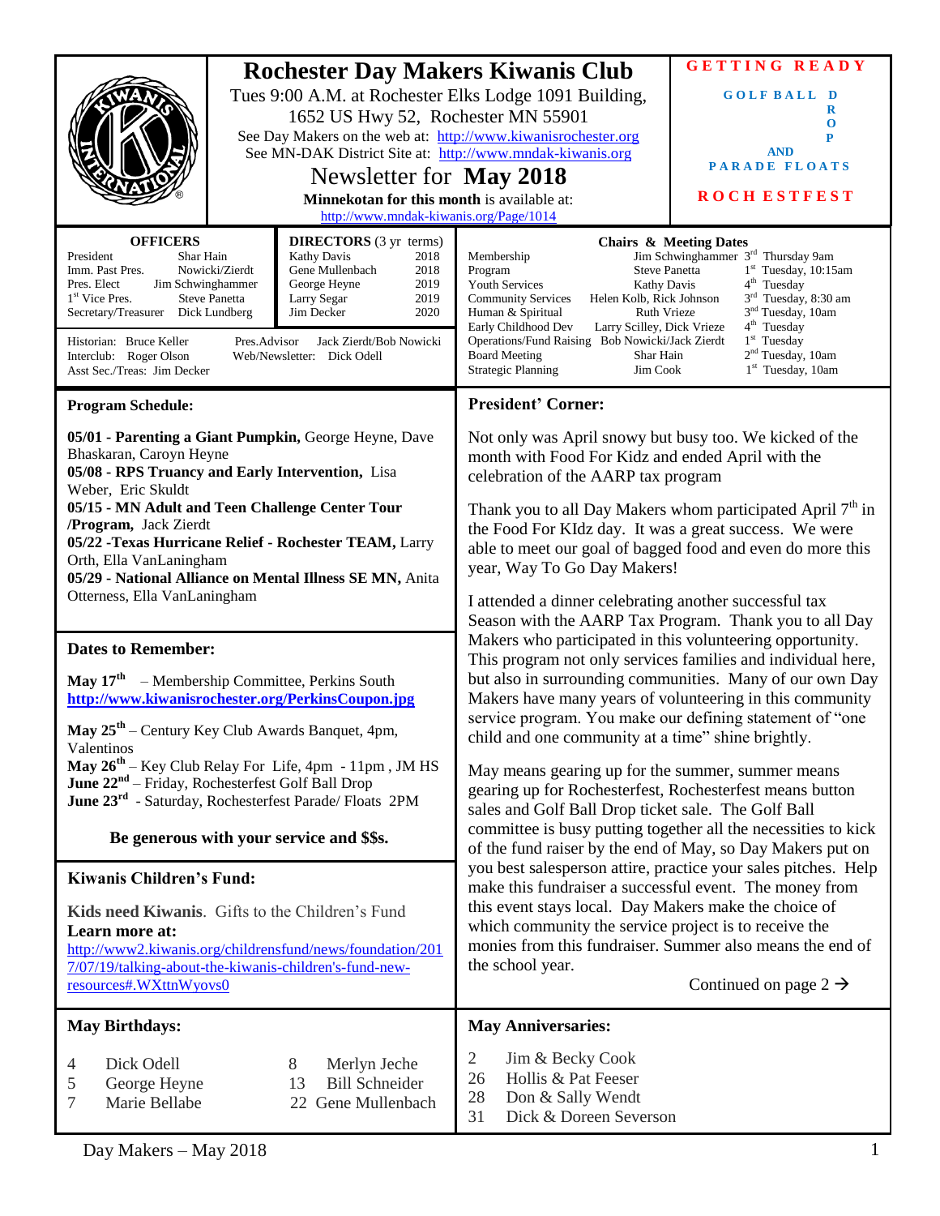# Rochester Day Makers Kiwanis Club

Tues 9:00 A.M. at Rochester Elks Lodge 1091 Building, 1652 US Hwy 52, Rochester MN 55901

See Day Makers on the web at: http://www.kiwanisrochester.org

See MN-DAK District Site at: http://www.mndak-kiwanis.org

## Newsletter for May 2018

**Minnekotan for this month** is available at: http://www.mndak-kiwanis.org/Page/1014

**GETTING READY**

**GOLF BALL DROP**

**AND**

**PARADE FLOATS**

**ROCHESTFEST**

### OFFICERS

| | |
|---|---|
| President | Shar Hain |
| Imm. Past Pres. | Nowicki/Zierdt |
| Pres. Elect | Jim Schwinghammer |
| 1st Vice Pres. | Steve Panetta |
| Secretary/Treasurer | Dick Lundberg |

### DIRECTORS (3 yr terms)

| | |
|---|---|
| Kathy Davis | 2018 |
| Gene Mullenbach | 2018 |
| George Heyne | 2019 |
| Larry Segar | 2019 |
| Jim Decker | 2020 |

Historian: Bruce Keller
Pres.Advisor Jack Zierdt/Bob Nowicki
Interclub: Roger Olson
Web/Newsletter: Dick Odell
Asst Sec./Treas: Jim Decker

### Chairs & Meeting Dates

| | | |
|---|---|---|
| Membership | Jim Schwinghammer | 3rd Thursday 9am |
| Program | Steve Panetta | 1st Tuesday, 10:15am |
| Youth Services | Kathy Davis | 4th Tuesday |
| Community Services | Helen Kolb, Rick Johnson | 3rd Tuesday, 8:30 am |
| Human & Spiritual | Ruth Vrieze | 3nd Tuesday, 10am |
| Early Childhood Dev | Larry Scilley, Dick Vrieze | 4th Tuesday |
| Operations/Fund Raising | Bob Nowicki/Jack Zierdt | 1st Tuesday |
| Board Meeting | Shar Hain | 2nd Tuesday, 10am |
| Strategic Planning | Jim Cook | 1st Tuesday, 10am |

### Program Schedule:

**05/01 - Parenting a Giant Pumpkin,** George Heyne, Dave Bhaskaran, Caroyn Heyne
**05/08 - RPS Truancy and Early Intervention,** Lisa Weber, Eric Skuldt
**05/15 - MN Adult and Teen Challenge Center Tour /Program,** Jack Zierdt
**05/22 -Texas Hurricane Relief - Rochester TEAM,** Larry Orth, Ella VanLaningham
**05/29 - National Alliance on Mental Illness SE MN,** Anita Otterness, Ella VanLaningham

### Dates to Remember:

**May 17th** – Membership Committee, Perkins South
**http://www.kiwanisrochester.org/PerkinsCoupon.jpg**

**May 25th** – Century Key Club Awards Banquet, 4pm, Valentinos
**May 26th** – Key Club Relay For Life, 4pm - 11pm , JM HS
**June 22nd** – Friday, Rochesterfest Golf Ball Drop
**June 23rd** - Saturday, Rochesterfest Parade/ Floats 2PM

**Be generous with your service and $$s.**

### Kiwanis Children's Fund:

**Kids need Kiwanis**. Gifts to the Children's Fund
**Learn more at:**
http://www2.kiwanis.org/childrensfund/news/foundation/2017/07/19/talking-about-the-kiwanis-children's-fund-new-resources#.WXttnWyovs0

### President' Corner:

Not only was April snowy but busy too. We kicked of the month with Food For Kidz and ended April with the celebration of the AARP tax program

Thank you to all Day Makers whom participated April 7th in the Food For KIdz day. It was a great success. We were able to meet our goal of bagged food and even do more this year, Way To Go Day Makers!

I attended a dinner celebrating another successful tax Season with the AARP Tax Program. Thank you to all Day Makers who participated in this volunteering opportunity. This program not only services families and individual here, but also in surrounding communities. Many of our own Day Makers have many years of volunteering in this community service program. You make our defining statement of "one child and one community at a time" shine brightly.

May means gearing up for the summer, summer means gearing up for Rochesterfest, Rochesterfest means button sales and Golf Ball Drop ticket sale. The Golf Ball committee is busy putting together all the necessities to kick of the fund raiser by the end of May, so Day Makers put on you best salesperson attire, practice your sales pitches. Help make this fundraiser a successful event. The money from this event stays local. Day Makers make the choice of which community the service project is to receive the monies from this fundraiser. Summer also means the end of the school year.

Continued on page 2 →

### May Birthdays:

| | |
|---|---|
| 4 | Dick Odell |
| 5 | George Heyne |
| 7 | Marie Bellabe |
| 8 | Merlyn Jeche |
| 13 | Bill Schneider |
| 22 | Gene Mullenbach |

### May Anniversaries:

| | |
|---|---|
| 2 | Jim & Becky Cook |
| 26 | Hollis & Pat Feeser |
| 28 | Don & Sally Wendt |
| 31 | Dick & Doreen Severson |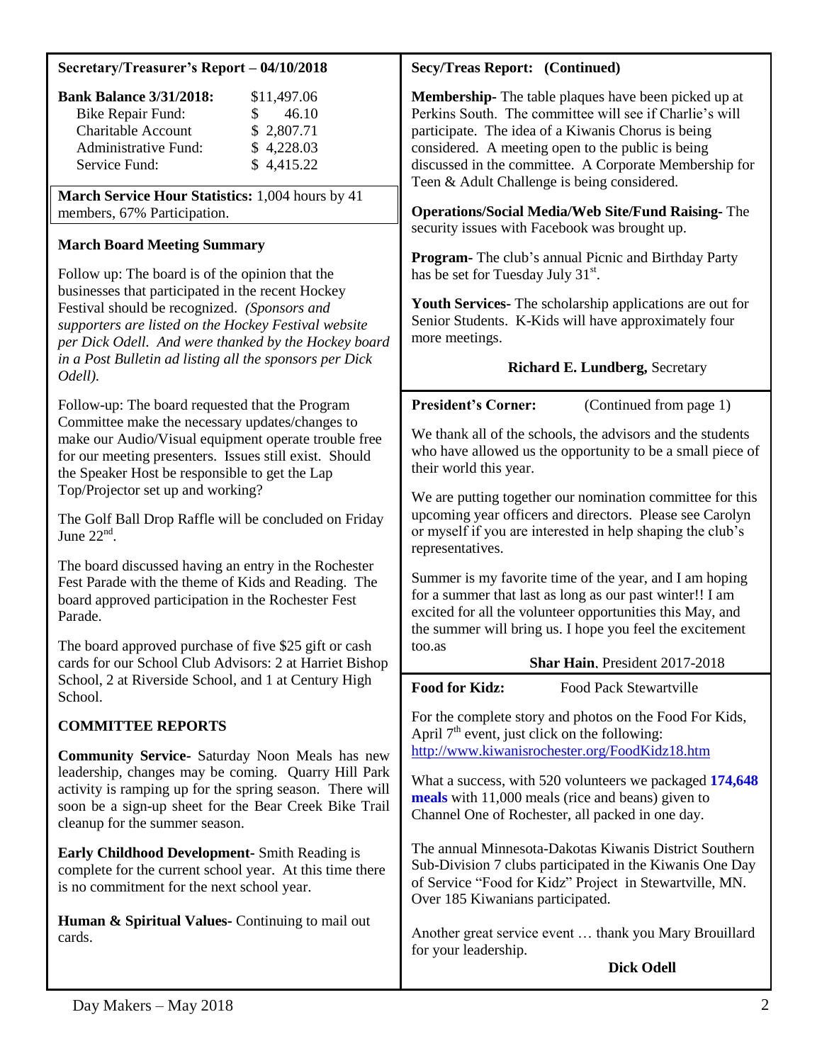## Secretary/Treasurer's Report – 04/10/2018

| **Bank Balance 3/31/2018:** | $11,497.06 |
|---|---|
| Bike Repair Fund: | $ 46.10 |
| Charitable Account | $ 2,807.71 |
| Administrative Fund: | $ 4,228.03 |
| Service Fund: | $ 4,415.22 |

**March Service Hour Statistics:** 1,004 hours by 41 members, 67% Participation.

### March Board Meeting Summary

Follow up: The board is of the opinion that the businesses that participated in the recent Hockey Festival should be recognized. *(Sponsors and supporters are listed on the Hockey Festival website per Dick Odell. And were thanked by the Hockey board in a Post Bulletin ad listing all the sponsors per Dick Odell).*

Follow-up: The board requested that the Program Committee make the necessary updates/changes to make our Audio/Visual equipment operate trouble free for our meeting presenters. Issues still exist. Should the Speaker Host be responsible to get the Lap Top/Projector set up and working?

The Golf Ball Drop Raffle will be concluded on Friday June 22nd.

The board discussed having an entry in the Rochester Fest Parade with the theme of Kids and Reading. The board approved participation in the Rochester Fest Parade.

The board approved purchase of five $25 gift or cash cards for our School Club Advisors: 2 at Harriet Bishop School, 2 at Riverside School, and 1 at Century High School.

### COMMITTEE REPORTS

**Community Service-** Saturday Noon Meals has new leadership, changes may be coming. Quarry Hill Park activity is ramping up for the spring season. There will soon be a sign-up sheet for the Bear Creek Bike Trail cleanup for the summer season.

**Early Childhood Development-** Smith Reading is complete for the current school year. At this time there is no commitment for the next school year.

**Human & Spiritual Values-** Continuing to mail out cards.

## Secy/Treas Report: (Continued)

**Membership-** The table plaques have been picked up at Perkins South. The committee will see if Charlie's will participate. The idea of a Kiwanis Chorus is being considered. A meeting open to the public is being discussed in the committee. A Corporate Membership for Teen & Adult Challenge is being considered.

**Operations/Social Media/Web Site/Fund Raising-** The security issues with Facebook was brought up.

**Program-** The club's annual Picnic and Birthday Party has be set for Tuesday July 31st.

**Youth Services-** The scholarship applications are out for Senior Students. K-Kids will have approximately four more meetings.

**Richard E. Lundberg,** Secretary

## President's Corner: (Continued from page 1)

We thank all of the schools, the advisors and the students who have allowed us the opportunity to be a small piece of their world this year.

We are putting together our nomination committee for this upcoming year officers and directors. Please see Carolyn or myself if you are interested in help shaping the club's representatives.

Summer is my favorite time of the year, and I am hoping for a summer that last as long as our past winter!! I am excited for all the volunteer opportunities this May, and the summer will bring us. I hope you feel the excitement too.as

**Shar Hain**, President 2017-2018

## Food for Kidz: Food Pack Stewartville

For the complete story and photos on the Food For Kids, April 7th event, just click on the following: http://www.kiwanisrochester.org/FoodKidz18.htm

What a success, with 520 volunteers we packaged **174,648 meals** with 11,000 meals (rice and beans) given to Channel One of Rochester, all packed in one day.

The annual Minnesota-Dakotas Kiwanis District Southern Sub-Division 7 clubs participated in the Kiwanis One Day of Service "Food for Kidz" Project in Stewartville, MN. Over 185 Kiwanians participated.

Another great service event … thank you Mary Brouillard for your leadership.

**Dick Odell**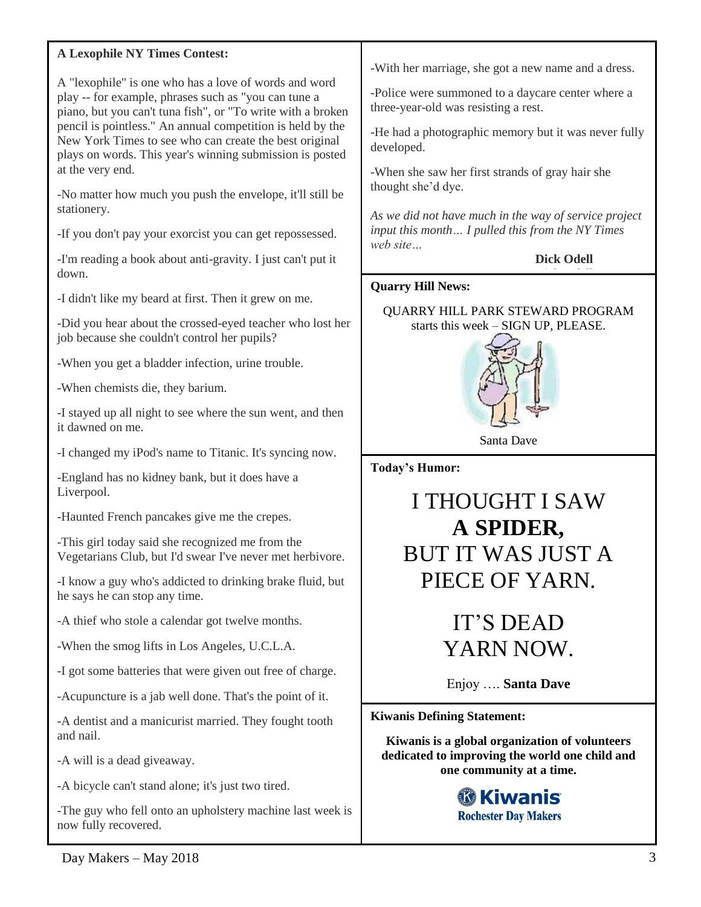**A Lexophile NY Times Contest:**

A "lexophile" is one who has a love of words and word play -- for example, phrases such as "you can tune a piano, but you can't tuna fish", or "To write with a broken pencil is pointless." An annual competition is held by the New York Times to see who can create the best original plays on words. This year's winning submission is posted at the very end.

-No matter how much you push the envelope, it'll still be stationery.

-If you don't pay your exorcist you can get repossessed.

-I'm reading a book about anti-gravity. I just can't put it down.

-I didn't like my beard at first. Then it grew on me.

-Did you hear about the crossed-eyed teacher who lost her job because she couldn't control her pupils?

-When you get a bladder infection, urine trouble.

-When chemists die, they barium.

-I stayed up all night to see where the sun went, and then it dawned on me.

-I changed my iPod's name to Titanic. It's syncing now.

-England has no kidney bank, but it does have a Liverpool.

-Haunted French pancakes give me the crepes.

-This girl today said she recognized me from the Vegetarians Club, but I'd swear I've never met herbivore.

-I know a guy who's addicted to drinking brake fluid, but he says he can stop any time.

-A thief who stole a calendar got twelve months.

-When the smog lifts in Los Angeles, U.C.L.A.

-I got some batteries that were given out free of charge.

-Acupuncture is a jab well done. That's the point of it.

-A dentist and a manicurist married. They fought tooth and nail.

-A will is a dead giveaway.

-A bicycle can't stand alone; it's just two tired.

-The guy who fell onto an upholstery machine last week is now fully recovered.

-With her marriage, she got a new name and a dress.

-Police were summoned to a daycare center where a three-year-old was resisting a rest.

-He had a photographic memory but it was never fully developed.

-When she saw her first strands of gray hair she thought she'd dye.

*As we did not have much in the way of service project input this month… I pulled this from the NY Times web site…*

**Dick Odell**

**Quarry Hill News:**

QUARRY HILL PARK STEWARD PROGRAM starts this week – SIGN UP, PLEASE.

Santa Dave

**Today's Humor:**

I THOUGHT I SAW **A SPIDER,** BUT IT WAS JUST A PIECE OF YARN.

IT'S DEAD YARN NOW.

Enjoy …. **Santa Dave**

**Kiwanis Defining Statement:**

**Kiwanis is a global organization of volunteers dedicated to improving the world one child and one community at a time.**

**Kiwanis**
**Rochester Day Makers**